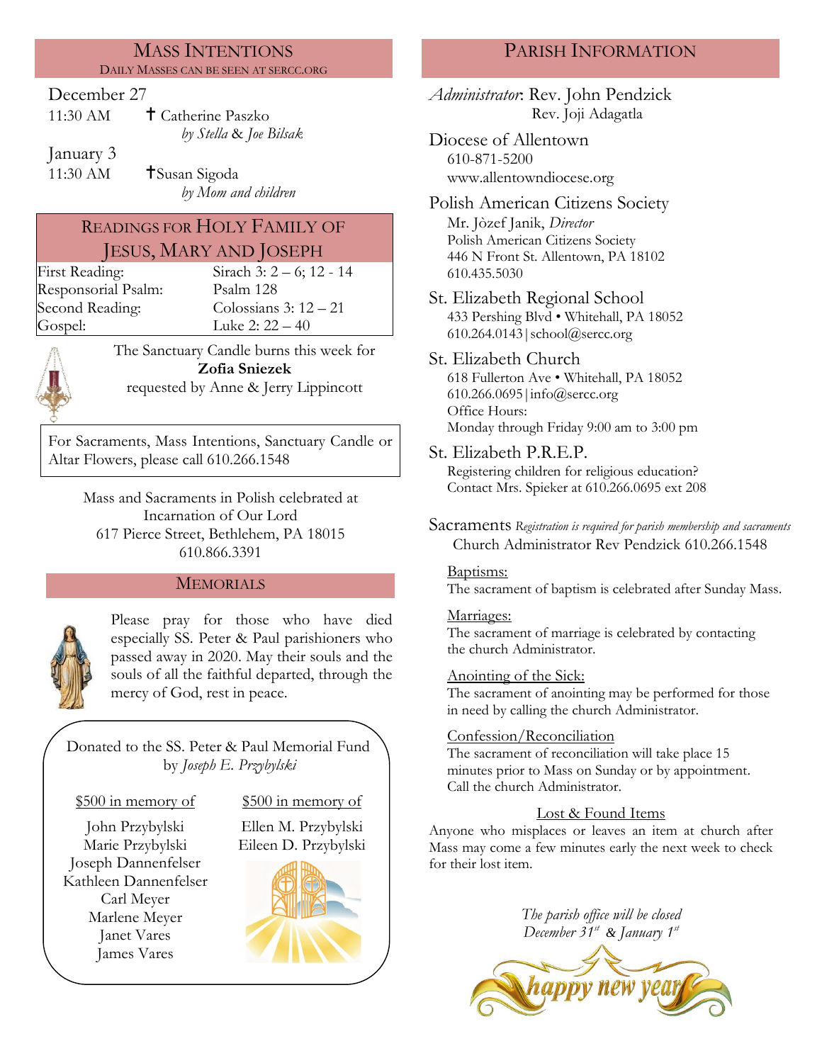## MASS INTENTIONS

DAILY MASSES CAN BE SEEN AT SERCC.ORG

December 27

11:30 AM ✝ Catherine Paszko
*by Stella & Joe Bilsak*

January 3

11:30 AM ✝Susan Sigoda
*by Mom and children*

## READINGS FOR HOLY FAMILY OF JESUS, MARY AND JOSEPH

| | |
|---|---|
| First Reading: | Sirach 3: 2 – 6; 12 - 14 |
| Responsorial Psalm: | Psalm 128 |
| Second Reading: | Colossians 3: 12 – 21 |
| Gospel: | Luke 2: 22 – 40 |

The Sanctuary Candle burns this week for
**Zofia Sniezek**
requested by Anne & Jerry Lippincott

For Sacraments, Mass Intentions, Sanctuary Candle or Altar Flowers, please call 610.266.1548

Mass and Sacraments in Polish celebrated at
Incarnation of Our Lord
617 Pierce Street, Bethlehem, PA 18015
610.866.3391

## MEMORIALS

Please pray for those who have died especially SS. Peter & Paul parishioners who passed away in 2020. May their souls and the souls of all the faithful departed, through the mercy of God, rest in peace.

Donated to the SS. Peter & Paul Memorial Fund
by *Joseph E. Przybylski*

$500 in memory of

John Przybylski
Marie Przybylski
Joseph Dannenfelser
Kathleen Dannenfelser
Carl Meyer
Marlene Meyer
Janet Vares
James Vares

$500 in memory of

Ellen M. Przybylski
Eileen D. Przybylski

## PARISH INFORMATION

*Administrator*: Rev. John Pendzick
Rev. Joji Adagatla

Diocese of Allentown
610-871-5200
www.allentowndiocese.org

Polish American Citizens Society
Mr. Jòzef Janik, *Director*
Polish American Citizens Society
446 N Front St. Allentown, PA 18102
610.435.5030

St. Elizabeth Regional School
433 Pershing Blvd • Whitehall, PA 18052
610.264.0143|school@sercc.org

St. Elizabeth Church
618 Fullerton Ave • Whitehall, PA 18052
610.266.0695|info@sercc.org
Office Hours:
Monday through Friday 9:00 am to 3:00 pm

St. Elizabeth P.R.E.P.
Registering children for religious education?
Contact Mrs. Spieker at 610.266.0695 ext 208

Sacraments *Registration is required for parish membership and sacraments*
Church Administrator Rev Pendzick 610.266.1548

Baptisms:
The sacrament of baptism is celebrated after Sunday Mass.

Marriages:
The sacrament of marriage is celebrated by contacting the church Administrator.

Anointing of the Sick:
The sacrament of anointing may be performed for those in need by calling the church Administrator.

Confession/Reconciliation
The sacrament of reconciliation will take place 15 minutes prior to Mass on Sunday or by appointment. Call the church Administrator.

Lost & Found Items

Anyone who misplaces or leaves an item at church after Mass may come a few minutes early the next week to check for their lost item.

*The parish office will be closed December 31st & January 1st*

happy new year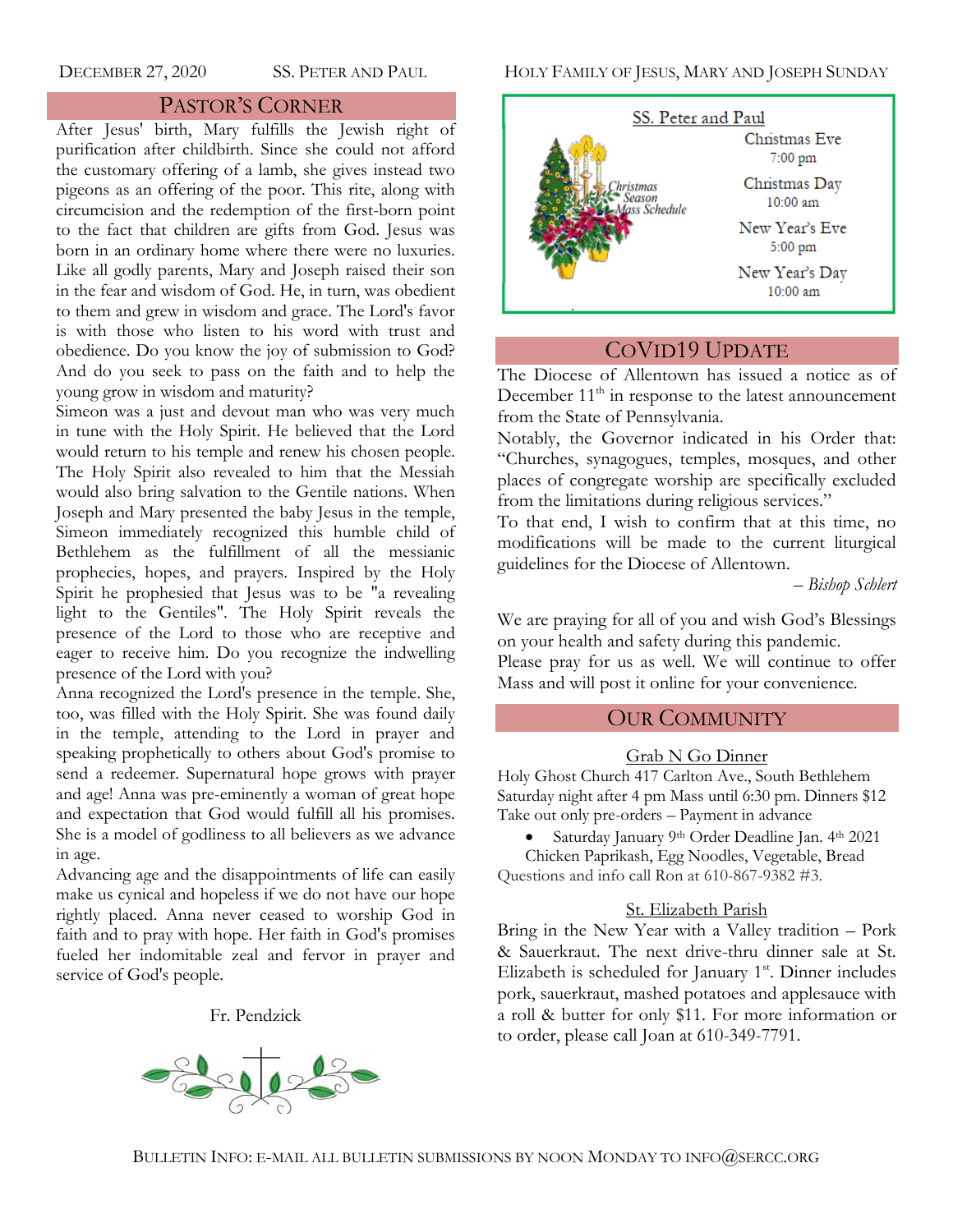## Pastor's Corner

After Jesus' birth, Mary fulfills the Jewish right of purification after childbirth. Since she could not afford the customary offering of a lamb, she gives instead two pigeons as an offering of the poor. This rite, along with circumcision and the redemption of the first-born point to the fact that children are gifts from God. Jesus was born in an ordinary home where there were no luxuries. Like all godly parents, Mary and Joseph raised their son in the fear and wisdom of God. He, in turn, was obedient to them and grew in wisdom and grace. The Lord's favor is with those who listen to his word with trust and obedience. Do you know the joy of submission to God? And do you seek to pass on the faith and to help the young grow in wisdom and maturity?

Simeon was a just and devout man who was very much in tune with the Holy Spirit. He believed that the Lord would return to his temple and renew his chosen people. The Holy Spirit also revealed to him that the Messiah would also bring salvation to the Gentile nations. When Joseph and Mary presented the baby Jesus in the temple, Simeon immediately recognized this humble child of Bethlehem as the fulfillment of all the messianic prophecies, hopes, and prayers. Inspired by the Holy Spirit he prophesied that Jesus was to be "a revealing light to the Gentiles". The Holy Spirit reveals the presence of the Lord to those who are receptive and eager to receive him. Do you recognize the indwelling presence of the Lord with you?

Anna recognized the Lord's presence in the temple. She, too, was filled with the Holy Spirit. She was found daily in the temple, attending to the Lord in prayer and speaking prophetically to others about God's promise to send a redeemer. Supernatural hope grows with prayer and age! Anna was pre-eminently a woman of great hope and expectation that God would fulfill all his promises. She is a model of godliness to all believers as we advance in age.

Advancing age and the disappointments of life can easily make us cynical and hopeless if we do not have our hope rightly placed. Anna never ceased to worship God in faith and to pray with hope. Her faith in God's promises fueled her indomitable zeal and fervor in prayer and service of God's people.

Fr. Pendzick

SS. Peter and Paul

Christmas Season Mass Schedule

Christmas Eve
7:00 pm

Christmas Day
10:00 am

New Year's Eve
5:00 pm

New Year's Day
10:00 am

## CoVID19 Update

The Diocese of Allentown has issued a notice as of December 11th in response to the latest announcement from the State of Pennsylvania.

Notably, the Governor indicated in his Order that: "Churches, synagogues, temples, mosques, and other places of congregate worship are specifically excluded from the limitations during religious services."

To that end, I wish to confirm that at this time, no modifications will be made to the current liturgical guidelines for the Diocese of Allentown.

*– Bishop Schlert*

We are praying for all of you and wish God's Blessings on your health and safety during this pandemic.

Please pray for us as well. We will continue to offer Mass and will post it online for your convenience.

## Our Community

### Grab N Go Dinner

Holy Ghost Church 417 Carlton Ave., South Bethlehem
Saturday night after 4 pm Mass until 6:30 pm. Dinners $12
Take out only pre-orders – Payment in advance

- Saturday January 9th Order Deadline Jan. 4th 2021

Chicken Paprikash, Egg Noodles, Vegetable, Bread
Questions and info call Ron at 610-867-9382 #3.

### St. Elizabeth Parish

Bring in the New Year with a Valley tradition – Pork & Sauerkraut. The next drive-thru dinner sale at St. Elizabeth is scheduled for January 1st. Dinner includes pork, sauerkraut, mashed potatoes and applesauce with a roll & butter for only $11. For more information or to order, please call Joan at 610-349-7791.

Bulletin Info: E-mail all bulletin submissions by noon Monday to info@sercc.org